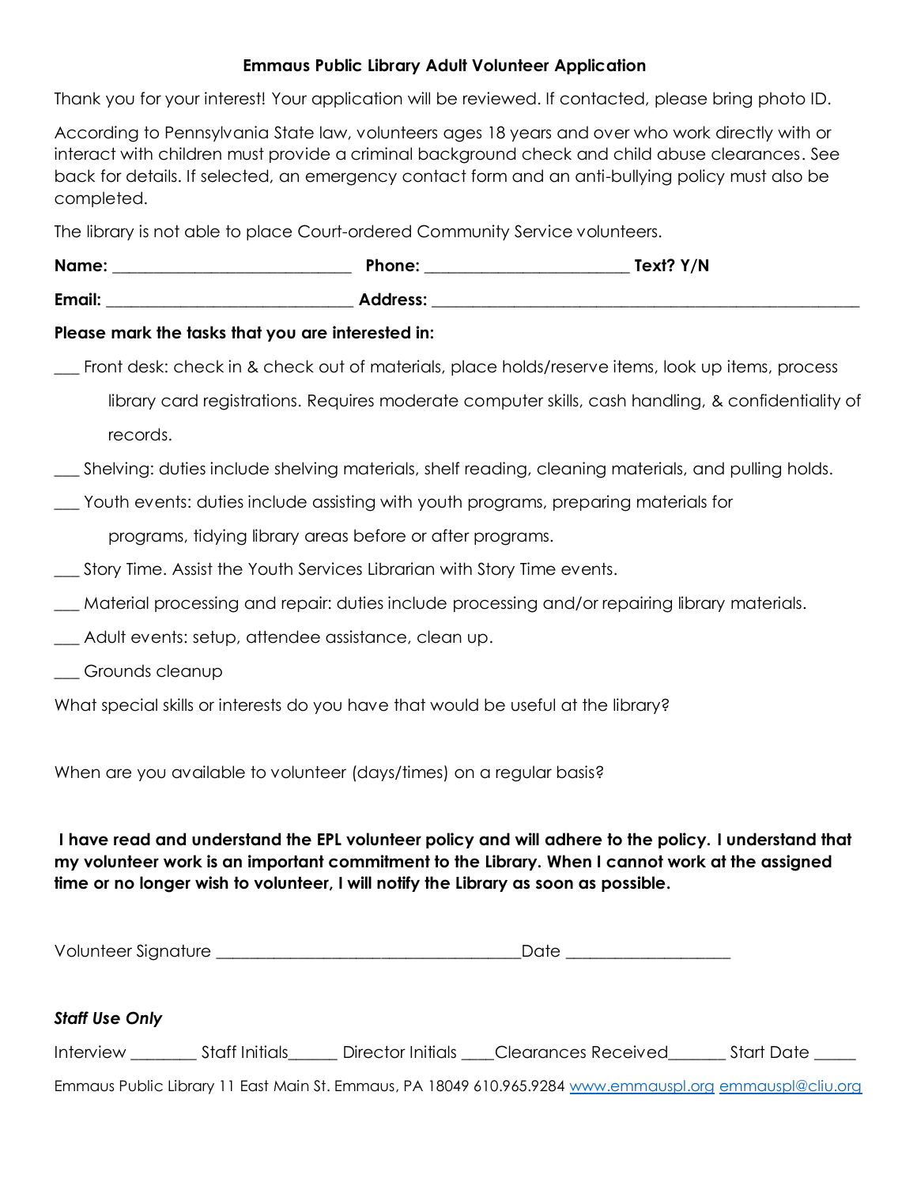**Emmaus Public Library Adult Volunteer Application**

Thank you for your interest! Your application will be reviewed. If contacted, please bring photo ID.

According to Pennsylvania State law, volunteers ages 18 years and over who work directly with or interact with children must provide a criminal background check and child abuse clearances. See back for details. If selected, an emergency contact form and an anti-bullying policy must also be completed.

The library is not able to place Court-ordered Community Service volunteers.

**Name:** ____________________________ **Phone:** ________________________ **Text? Y/N**

**Email:** _____________________________ **Address:** __________________________________________________

**Please mark the tasks that you are interested in:**

___ Front desk: check in & check out of materials, place holds/reserve items, look up items, process library card registrations. Requires moderate computer skills, cash handling, & confidentiality of records.

___ Shelving: duties include shelving materials, shelf reading, cleaning materials, and pulling holds.

___ Youth events: duties include assisting with youth programs, preparing materials for programs, tidying library areas before or after programs.

___ Story Time. Assist the Youth Services Librarian with Story Time events.

___ Material processing and repair: duties include processing and/or repairing library materials.

___ Adult events: setup, attendee assistance, clean up.

___ Grounds cleanup

What special skills or interests do you have that would be useful at the library?

When are you available to volunteer (days/times) on a regular basis?

**I have read and understand the EPL volunteer policy and will adhere to the policy. I understand that my volunteer work is an important commitment to the Library. When I cannot work at the assigned time or no longer wish to volunteer, I will notify the Library as soon as possible.**

Volunteer Signature ____________________________________Date ___________________

***Staff Use Only***

Interview ________ Staff Initials______ Director Initials ____Clearances Received_______ Start Date _____

Emmaus Public Library 11 East Main St. Emmaus, PA 18049 610.965.9284 www.emmauspl.org emmauspl@cliu.org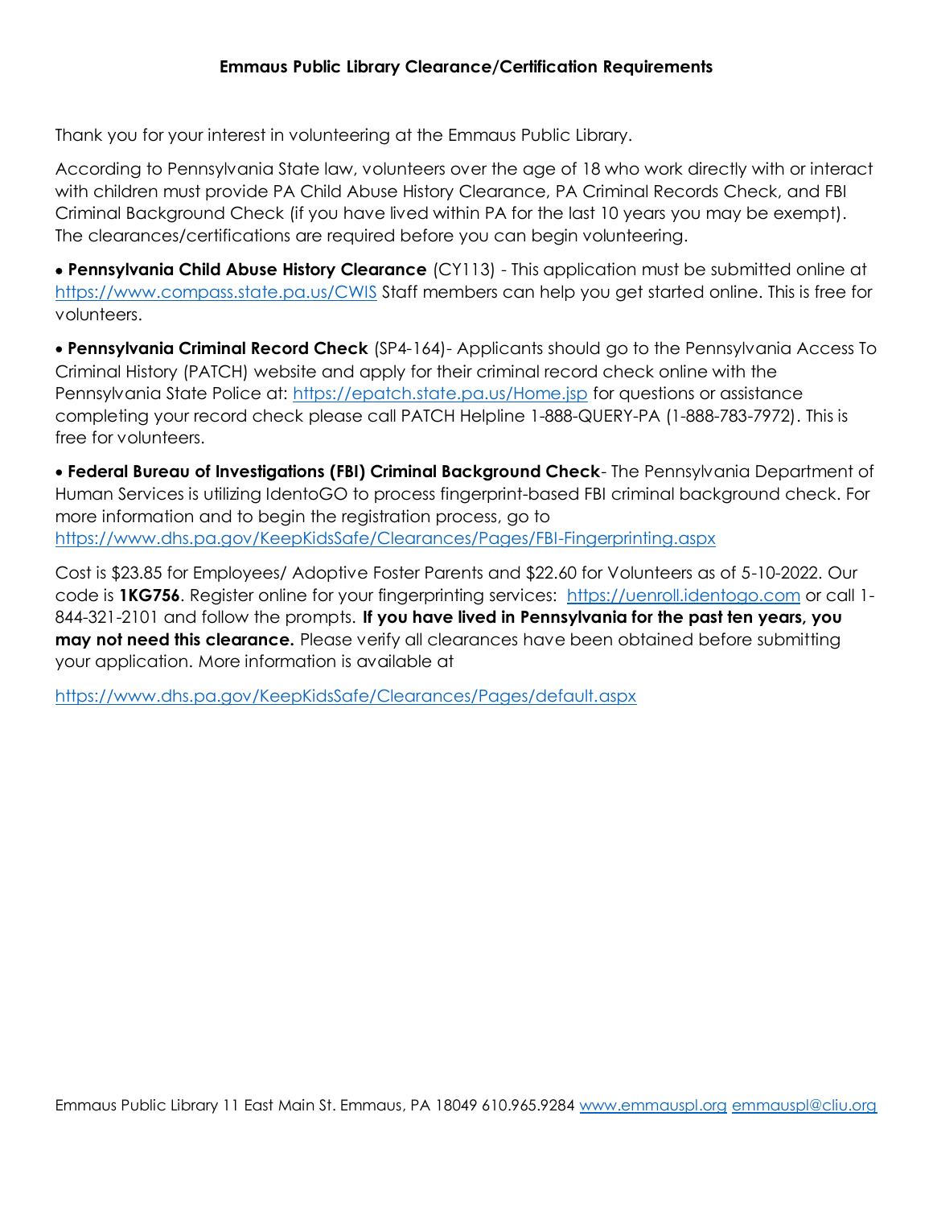## Emmaus Public Library Clearance/Certification Requirements

Thank you for your interest in volunteering at the Emmaus Public Library.

According to Pennsylvania State law, volunteers over the age of 18 who work directly with or interact with children must provide PA Child Abuse History Clearance, PA Criminal Records Check, and FBI Criminal Background Check (if you have lived within PA for the last 10 years you may be exempt). The clearances/certifications are required before you can begin volunteering.

- **Pennsylvania Child Abuse History Clearance** (CY113) - This application must be submitted online at https://www.compass.state.pa.us/CWIS Staff members can help you get started online. This is free for volunteers.

- **Pennsylvania Criminal Record Check** (SP4-164)- Applicants should go to the Pennsylvania Access To Criminal History (PATCH) website and apply for their criminal record check online with the Pennsylvania State Police at: https://epatch.state.pa.us/Home.jsp for questions or assistance completing your record check please call PATCH Helpline 1-888-QUERY-PA (1-888-783-7972). This is free for volunteers.

- **Federal Bureau of Investigations (FBI) Criminal Background Check**- The Pennsylvania Department of Human Services is utilizing IdentoGO to process fingerprint-based FBI criminal background check. For more information and to begin the registration process, go to https://www.dhs.pa.gov/KeepKidsSafe/Clearances/Pages/FBI-Fingerprinting.aspx

Cost is $23.85 for Employees/ Adoptive Foster Parents and $22.60 for Volunteers as of 5-10-2022. Our code is **1KG756**. Register online for your fingerprinting services: https://uenroll.identogo.com or call 1-844-321-2101 and follow the prompts. **If you have lived in Pennsylvania for the past ten years, you may not need this clearance.** Please verify all clearances have been obtained before submitting your application. More information is available at

https://www.dhs.pa.gov/KeepKidsSafe/Clearances/Pages/default.aspx

Emmaus Public Library 11 East Main St. Emmaus, PA 18049 610.965.9284 www.emmauspl.org emmauspl@cliu.org